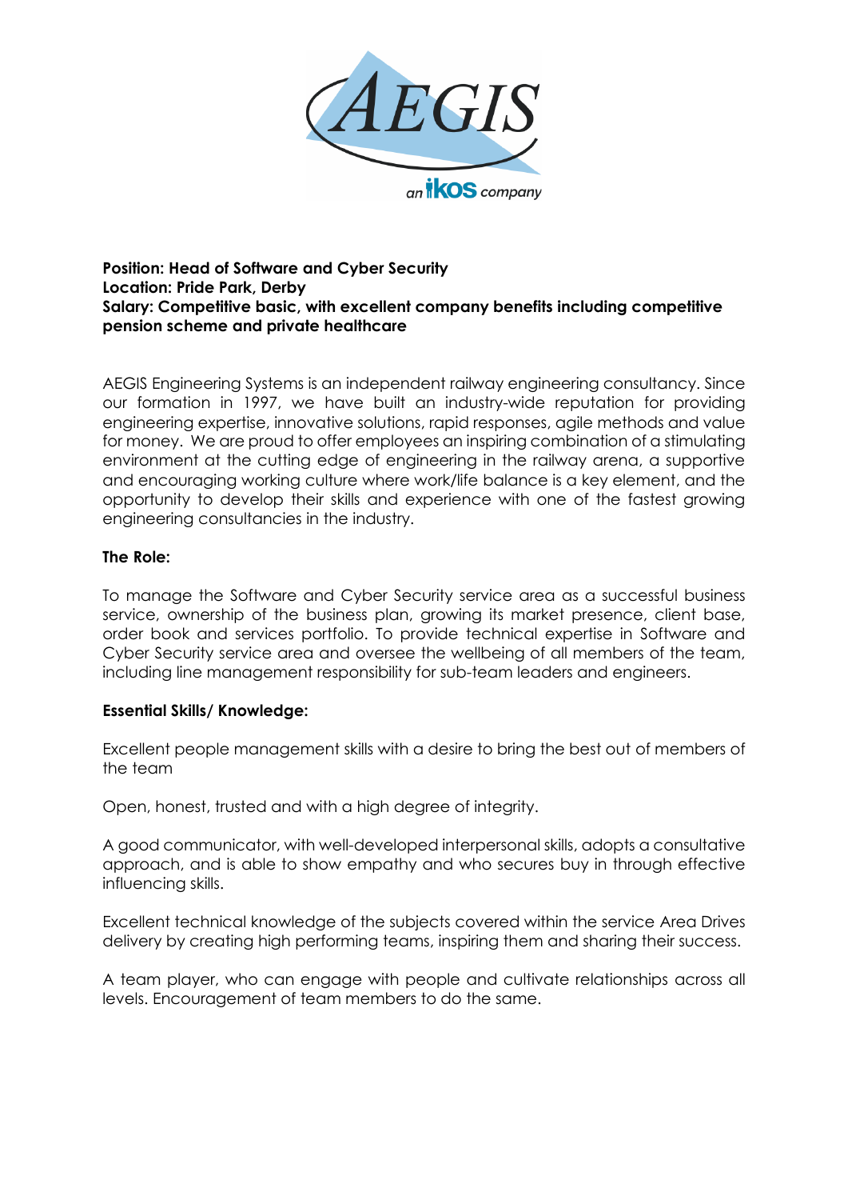**Position: Head of Software and Cyber Security**
**Location: Pride Park, Derby**
**Salary: Competitive basic, with excellent company benefits including competitive pension scheme and private healthcare**

AEGIS Engineering Systems is an independent railway engineering consultancy. Since our formation in 1997, we have built an industry-wide reputation for providing engineering expertise, innovative solutions, rapid responses, agile methods and value for money. We are proud to offer employees an inspiring combination of a stimulating environment at the cutting edge of engineering in the railway arena, a supportive and encouraging working culture where work/life balance is a key element, and the opportunity to develop their skills and experience with one of the fastest growing engineering consultancies in the industry.

**The Role:**

To manage the Software and Cyber Security service area as a successful business service, ownership of the business plan, growing its market presence, client base, order book and services portfolio. To provide technical expertise in Software and Cyber Security service area and oversee the wellbeing of all members of the team, including line management responsibility for sub-team leaders and engineers.

**Essential Skills/ Knowledge:**

Excellent people management skills with a desire to bring the best out of members of the team

Open, honest, trusted and with a high degree of integrity.

A good communicator, with well-developed interpersonal skills, adopts a consultative approach, and is able to show empathy and who secures buy in through effective influencing skills.

Excellent technical knowledge of the subjects covered within the service Area Drives delivery by creating high performing teams, inspiring them and sharing their success.

A team player, who can engage with people and cultivate relationships across all levels. Encouragement of team members to do the same.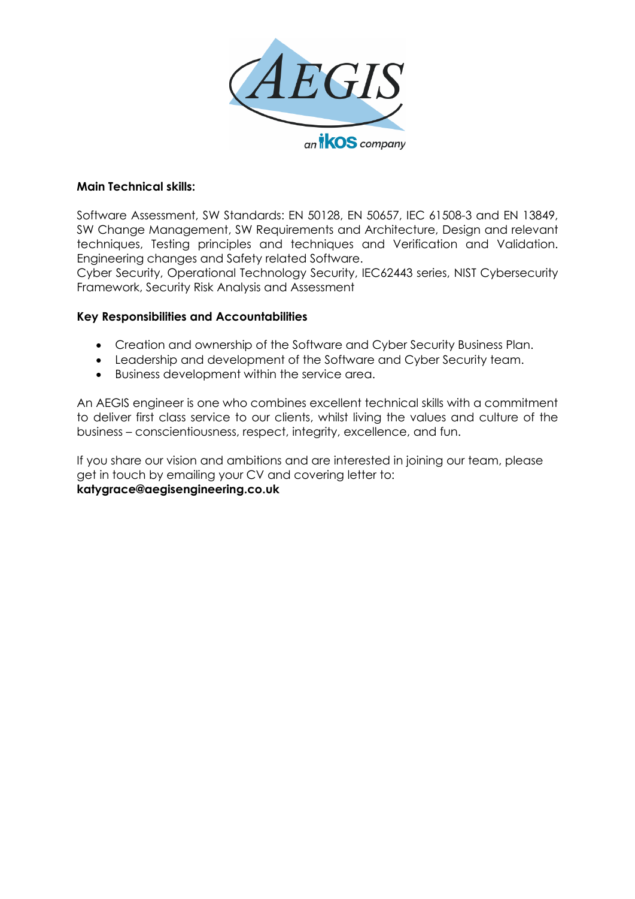**Main Technical skills:**

Software Assessment, SW Standards: EN 50128, EN 50657, IEC 61508-3 and EN 13849, SW Change Management, SW Requirements and Architecture, Design and relevant techniques, Testing principles and techniques and Verification and Validation. Engineering changes and Safety related Software.
Cyber Security, Operational Technology Security, IEC62443 series, NIST Cybersecurity Framework, Security Risk Analysis and Assessment

**Key Responsibilities and Accountabilities**

- Creation and ownership of the Software and Cyber Security Business Plan.
- Leadership and development of the Software and Cyber Security team.
- Business development within the service area.

An AEGIS engineer is one who combines excellent technical skills with a commitment to deliver first class service to our clients, whilst living the values and culture of the business – conscientiousness, respect, integrity, excellence, and fun.

If you share our vision and ambitions and are interested in joining our team, please get in touch by emailing your CV and covering letter to:
**katygrace@aegisengineering.co.uk**